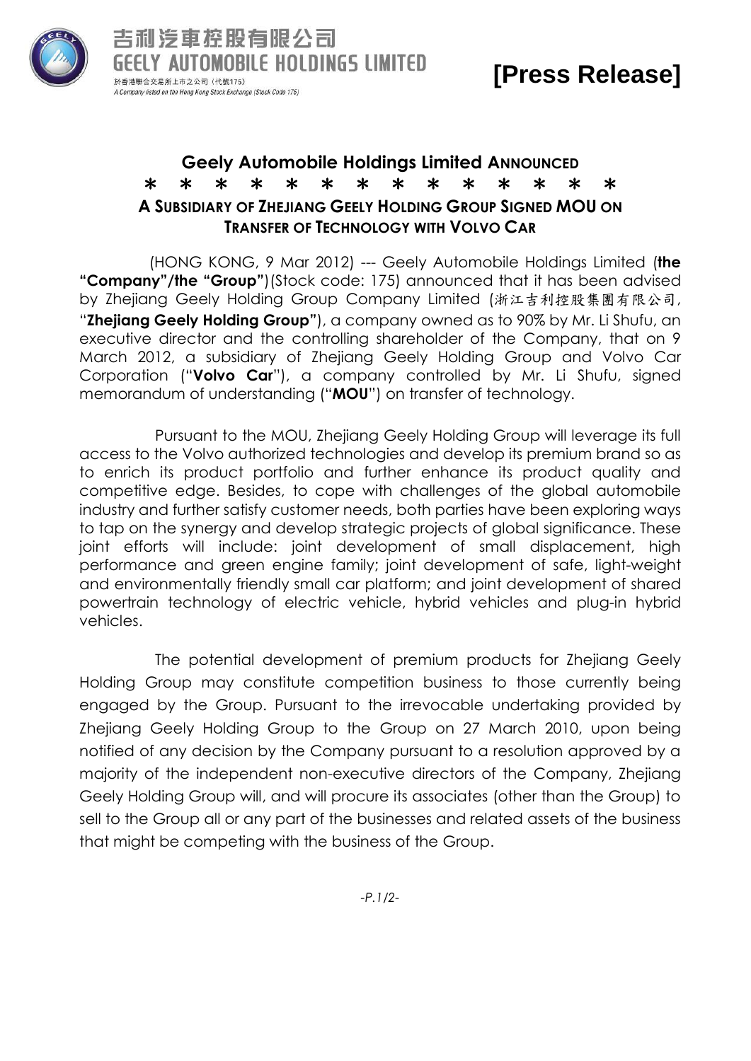吉利汽車控股有限公司
GEELY AUTOMOBILE HOLDINGS LIMITED
於香港聯合交易所上市之公司（代號175）
*A Company listed on the Hong Kong Stock Exchange (Stock Code 175)*

**[Press Release]**

## Geely Automobile Holdings Limited ANNOUNCED

\* \* \* \* \* \* \* \* \* \* \* \* \* \*

## A SUBSIDIARY OF ZHEJIANG GEELY HOLDING GROUP SIGNED MOU ON TRANSFER OF TECHNOLOGY WITH VOLVO CAR

(HONG KONG, 9 Mar 2012) --- Geely Automobile Holdings Limited (**the "Company"/the "Group"**)(Stock code: 175) announced that it has been advised by Zhejiang Geely Holding Group Company Limited (浙江吉利控股集團有限公司, "**Zhejiang Geely Holding Group"**), a company owned as to 90% by Mr. Li Shufu, an executive director and the controlling shareholder of the Company, that on 9 March 2012, a subsidiary of Zhejiang Geely Holding Group and Volvo Car Corporation ("**Volvo Car**"), a company controlled by Mr. Li Shufu, signed memorandum of understanding ("**MOU**") on transfer of technology.

Pursuant to the MOU, Zhejiang Geely Holding Group will leverage its full access to the Volvo authorized technologies and develop its premium brand so as to enrich its product portfolio and further enhance its product quality and competitive edge. Besides, to cope with challenges of the global automobile industry and further satisfy customer needs, both parties have been exploring ways to tap on the synergy and develop strategic projects of global significance. These joint efforts will include: joint development of small displacement, high performance and green engine family; joint development of safe, light-weight and environmentally friendly small car platform; and joint development of shared powertrain technology of electric vehicle, hybrid vehicles and plug-in hybrid vehicles.

The potential development of premium products for Zhejiang Geely Holding Group may constitute competition business to those currently being engaged by the Group. Pursuant to the irrevocable undertaking provided by Zhejiang Geely Holding Group to the Group on 27 March 2010, upon being notified of any decision by the Company pursuant to a resolution approved by a majority of the independent non-executive directors of the Company, Zhejiang Geely Holding Group will, and will procure its associates (other than the Group) to sell to the Group all or any part of the businesses and related assets of the business that might be competing with the business of the Group.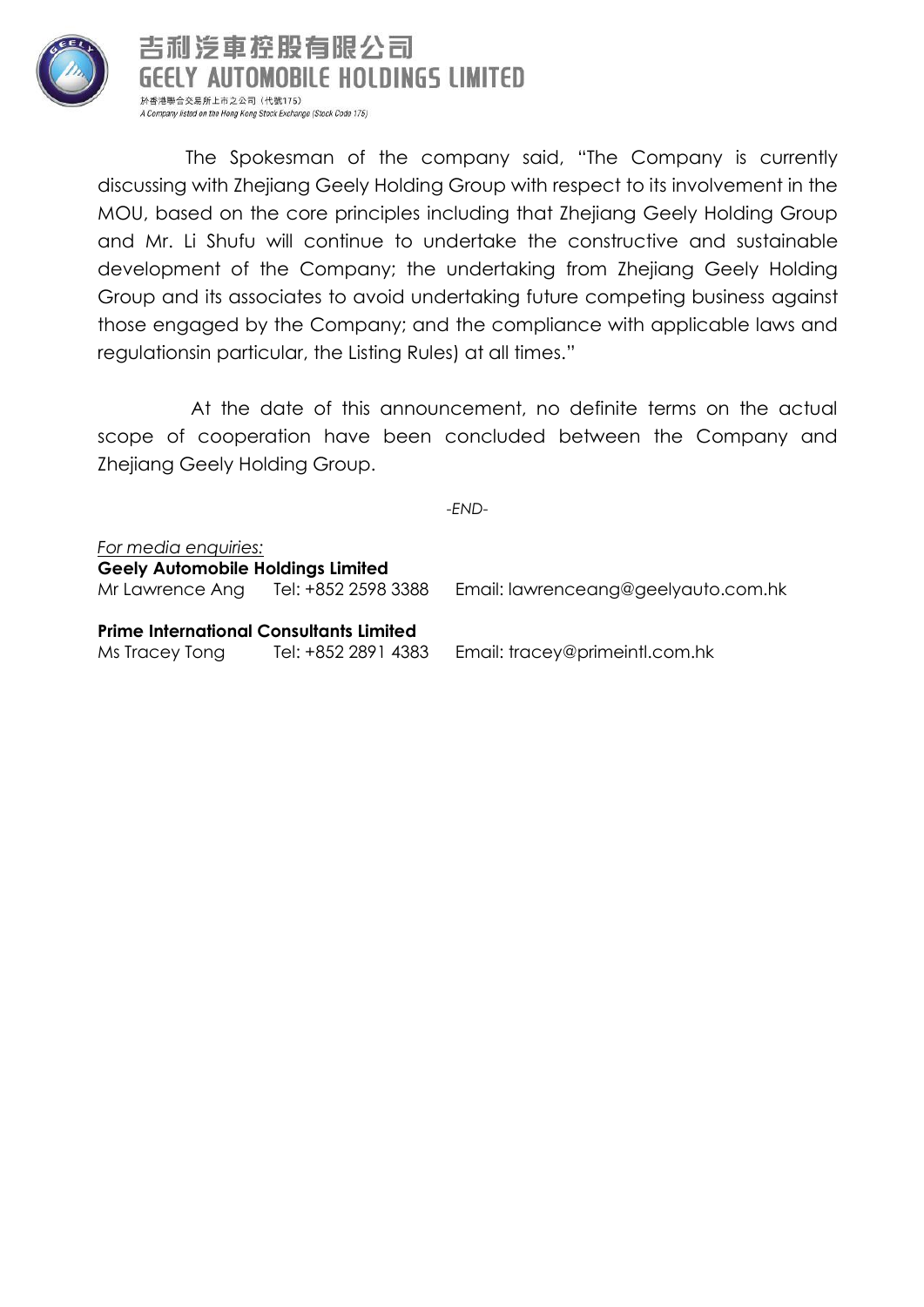The Spokesman of the company said, "The Company is currently discussing with Zhejiang Geely Holding Group with respect to its involvement in the MOU, based on the core principles including that Zhejiang Geely Holding Group and Mr. Li Shufu will continue to undertake the constructive and sustainable development of the Company; the undertaking from Zhejiang Geely Holding Group and its associates to avoid undertaking future competing business against those engaged by the Company; and the compliance with applicable laws and regulationsin particular, the Listing Rules) at all times."

At the date of this announcement, no definite terms on the actual scope of cooperation have been concluded between the Company and Zhejiang Geely Holding Group.

*-END-*

*For media enquiries:*

**Geely Automobile Holdings Limited**
Mr Lawrence Ang Tel: +852 2598 3388 Email: lawrenceang@geelyauto.com.hk

**Prime International Consultants Limited**
Ms Tracey Tong Tel: +852 2891 4383 Email: tracey@primeintl.com.hk